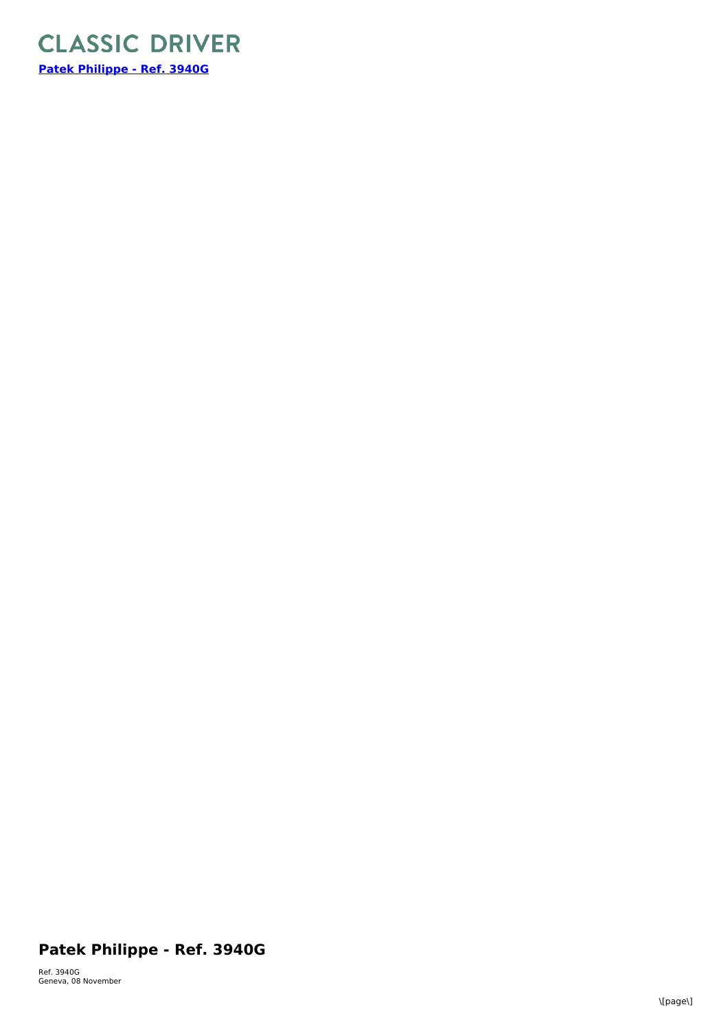CLASSIC DRIVER

[Patek Philippe - Ref. 3940G]

## Patek Philippe - Ref. 3940G

Ref. 3940G
Geneva, 08 November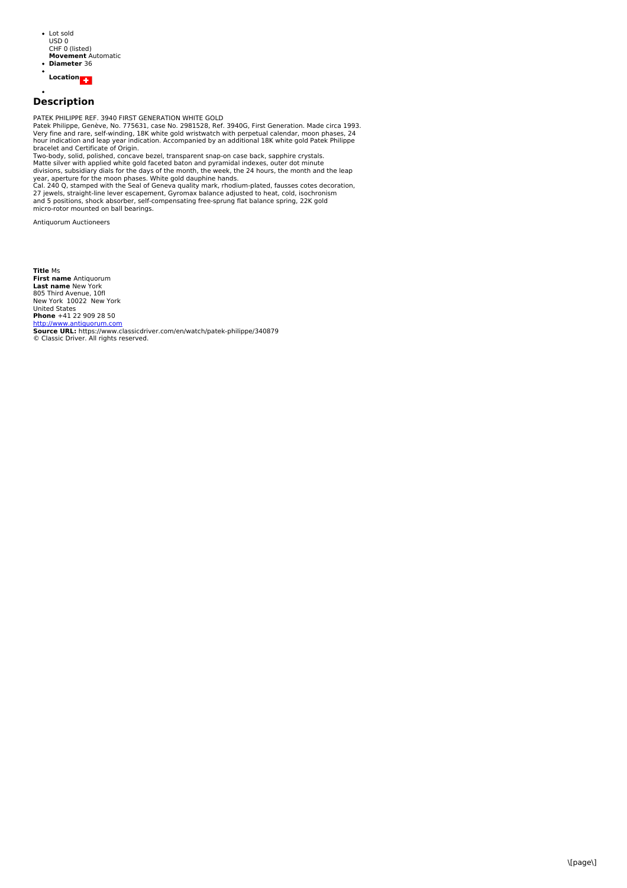- Lot sold
  USD 0
  CHF 0 (listed)
  **Movement** Automatic
- **Diameter** 36
- **Location**
-

## Description

PATEK PHILIPPE REF. 3940 FIRST GENERATION WHITE GOLD
Patek Philippe, Genève, No. 775631, case No. 2981528, Ref. 3940G, First Generation. Made circa 1993.
Very fine and rare, self-winding, 18K white gold wristwatch with perpetual calendar, moon phases, 24 hour indication and leap year indication. Accompanied by an additional 18K white gold Patek Philippe bracelet and Certificate of Origin.
Two-body, solid, polished, concave bezel, transparent snap-on case back, sapphire crystals.
Matte silver with applied white gold faceted baton and pyramidal indexes, outer dot minute divisions, subsidiary dials for the days of the month, the week, the 24 hours, the month and the leap year, aperture for the moon phases. White gold dauphine hands.
Cal. 240 Q, stamped with the Seal of Geneva quality mark, rhodium-plated, fausses cotes decoration, 27 jewels, straight-line lever escapement, Gyromax balance adjusted to heat, cold, isochronism and 5 positions, shock absorber, self-compensating free-sprung flat balance spring, 22K gold micro-rotor mounted on ball bearings.

Antiquorum Auctioneers

**Title** Ms
**First name** Antiquorum
**Last name** New York
805 Third Avenue, 10fl
New York 10022 New York
United States
**Phone** +41 22 909 28 50
http://www.antiquorum.com
**Source URL:** https://www.classicdriver.com/en/watch/patek-philippe/340879
© Classic Driver. All rights reserved.